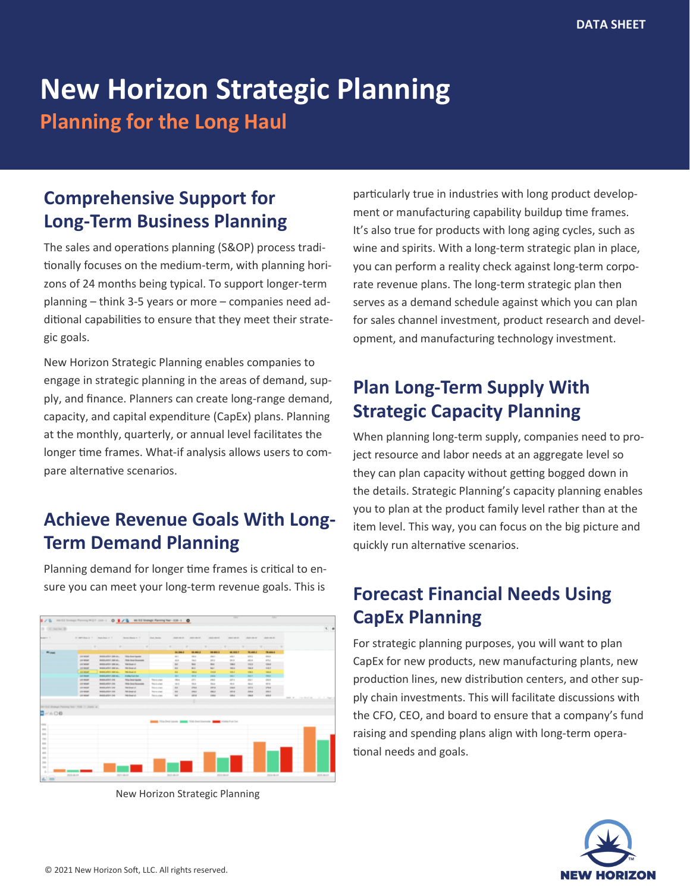DATA SHEET

# New Horizon Strategic Planning

## Planning for the Long Haul

## Comprehensive Support for Long-Term Business Planning

The sales and operations planning (S&OP) process traditionally focuses on the medium-term, with planning horizons of 24 months being typical. To support longer-term planning – think 3-5 years or more – companies need additional capabilities to ensure that they meet their strategic goals.

New Horizon Strategic Planning enables companies to engage in strategic planning in the areas of demand, supply, and finance. Planners can create long-range demand, capacity, and capital expenditure (CapEx) plans. Planning at the monthly, quarterly, or annual level facilitates the longer time frames. What-if analysis allows users to compare alternative scenarios.

## Achieve Revenue Goals With Long-Term Demand Planning

Planning demand for longer time frames is critical to ensure you can meet your long-term revenue goals. This is particularly true in industries with long product development or manufacturing capability buildup time frames. It's also true for products with long aging cycles, such as wine and spirits. With a long-term strategic plan in place, you can perform a reality check against long-term corporate revenue plans. The long-term strategic plan then serves as a demand schedule against which you can plan for sales channel investment, product research and development, and manufacturing technology investment.

New Horizon Strategic Planning

## Plan Long-Term Supply With Strategic Capacity Planning

When planning long-term supply, companies need to project resource and labor needs at an aggregate level so they can plan capacity without getting bogged down in the details. Strategic Planning's capacity planning enables you to plan at the product family level rather than at the item level. This way, you can focus on the big picture and quickly run alternative scenarios.

## Forecast Financial Needs Using CapEx Planning

For strategic planning purposes, you will want to plan CapEx for new products, new manufacturing plants, new production lines, new distribution centers, and other supply chain investments. This will facilitate discussions with the CFO, CEO, and board to ensure that a company's fund raising and spending plans align with long-term operational needs and goals.

© 2021 New Horizon Soft, LLC. All rights reserved.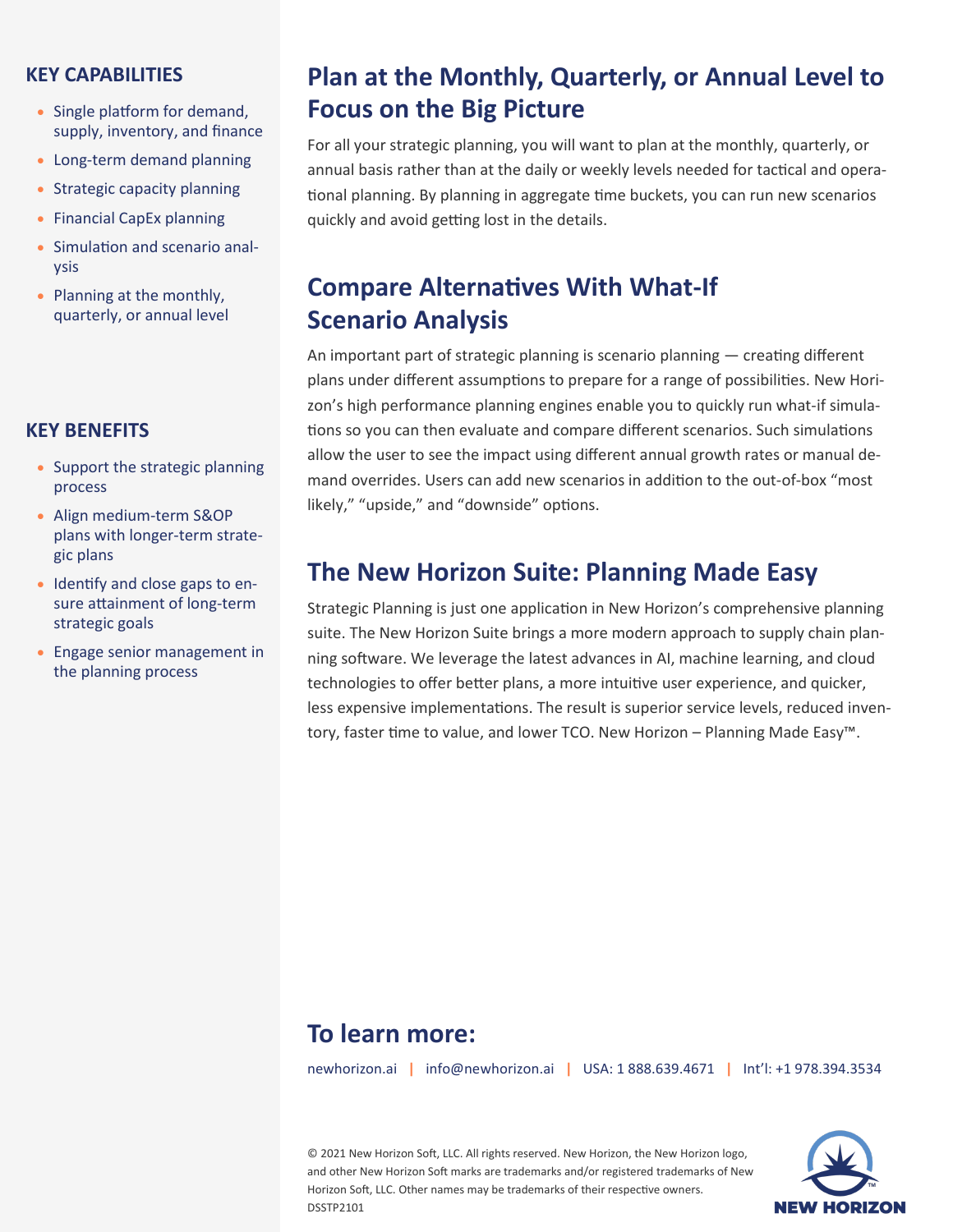## KEY CAPABILITIES

- Single platform for demand, supply, inventory, and finance
- Long-term demand planning
- Strategic capacity planning
- Financial CapEx planning
- Simulation and scenario analysis
- Planning at the monthly, quarterly, or annual level

## KEY BENEFITS

- Support the strategic planning process
- Align medium-term S&OP plans with longer-term strategic plans
- Identify and close gaps to ensure attainment of long-term strategic goals
- Engage senior management in the planning process

## Plan at the Monthly, Quarterly, or Annual Level to Focus on the Big Picture

For all your strategic planning, you will want to plan at the monthly, quarterly, or annual basis rather than at the daily or weekly levels needed for tactical and operational planning. By planning in aggregate time buckets, you can run new scenarios quickly and avoid getting lost in the details.

## Compare Alternatives With What-If Scenario Analysis

An important part of strategic planning is scenario planning — creating different plans under different assumptions to prepare for a range of possibilities. New Horizon's high performance planning engines enable you to quickly run what-if simulations so you can then evaluate and compare different scenarios. Such simulations allow the user to see the impact using different annual growth rates or manual demand overrides. Users can add new scenarios in addition to the out-of-box "most likely," "upside," and "downside" options.

## The New Horizon Suite: Planning Made Easy

Strategic Planning is just one application in New Horizon's comprehensive planning suite. The New Horizon Suite brings a more modern approach to supply chain planning software. We leverage the latest advances in AI, machine learning, and cloud technologies to offer better plans, a more intuitive user experience, and quicker, less expensive implementations. The result is superior service levels, reduced inventory, faster time to value, and lower TCO. New Horizon – Planning Made Easy™.

## To learn more:

newhorizon.ai | info@newhorizon.ai | USA: 1 888.639.4671 | Int'l: +1 978.394.3534

© 2021 New Horizon Soft, LLC. All rights reserved. New Horizon, the New Horizon logo, and other New Horizon Soft marks are trademarks and/or registered trademarks of New Horizon Soft, LLC. Other names may be trademarks of their respective owners.
DSSTP2101

NEW HORIZON